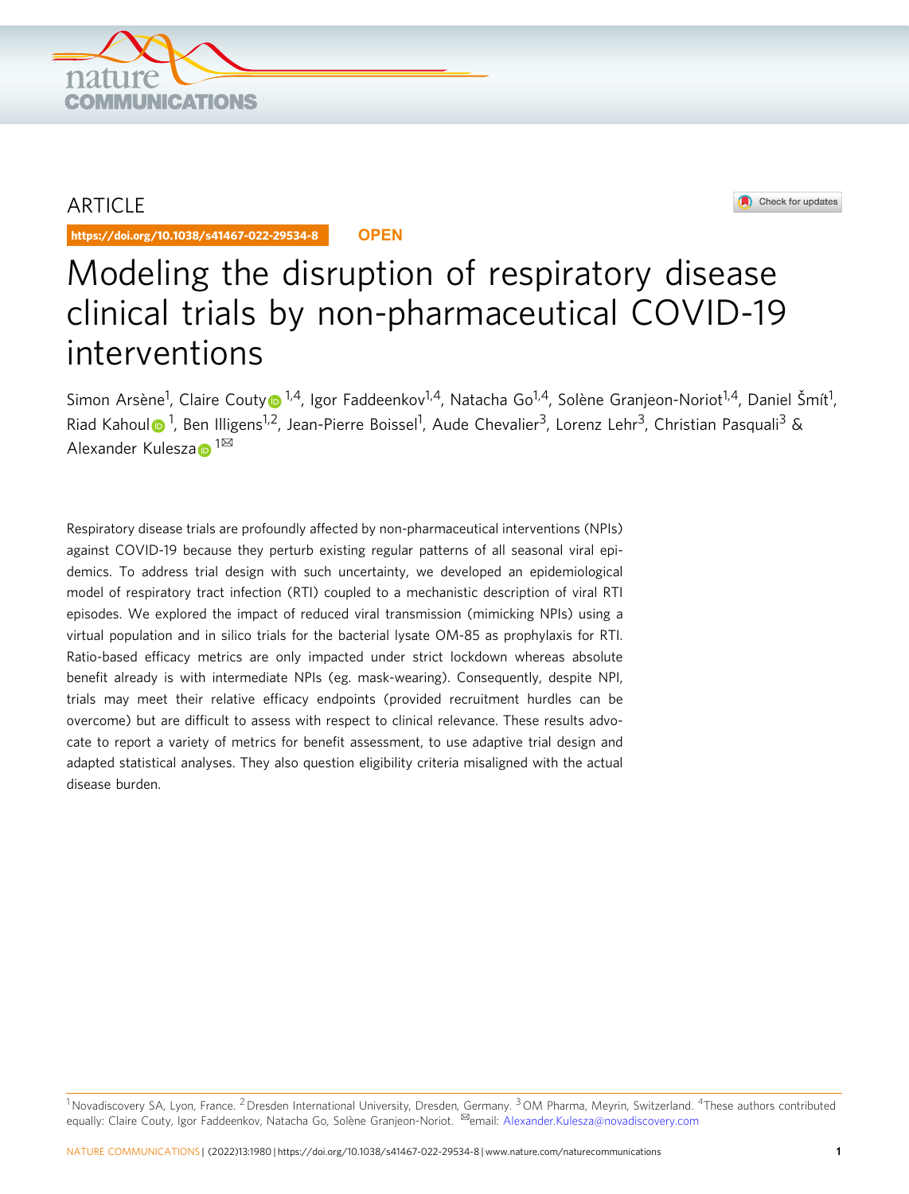ARTICLE

https://doi.org/10.1038/s41467-022-29534-8 OPEN

# Modeling the disruption of respiratory disease clinical trials by non-pharmaceutical COVID-19 interventions

Simon Arsène[1], Claire Couty[1,4], Igor Faddeenkov[1,4], Natacha Go[1,4], Solène Granjeon-Noriot[1,4], Daniel Šmít[1], Riad Kahoul[1], Ben Illigens[1,2], Jean-Pierre Boissel[1], Aude Chevalier[3], Lorenz Lehr[3], Christian Pasquali[3] & Alexander Kulesza[1✉]

Respiratory disease trials are profoundly affected by non-pharmaceutical interventions (NPIs) against COVID-19 because they perturb existing regular patterns of all seasonal viral epidemics. To address trial design with such uncertainty, we developed an epidemiological model of respiratory tract infection (RTI) coupled to a mechanistic description of viral RTI episodes. We explored the impact of reduced viral transmission (mimicking NPIs) using a virtual population and in silico trials for the bacterial lysate OM-85 as prophylaxis for RTI. Ratio-based efficacy metrics are only impacted under strict lockdown whereas absolute benefit already is with intermediate NPIs (eg. mask-wearing). Consequently, despite NPI, trials may meet their relative efficacy endpoints (provided recruitment hurdles can be overcome) but are difficult to assess with respect to clinical relevance. These results advocate to report a variety of metrics for benefit assessment, to use adaptive trial design and adapted statistical analyses. They also question eligibility criteria misaligned with the actual disease burden.

[1] Novadiscovery SA, Lyon, France. [2] Dresden International University, Dresden, Germany. [3] OM Pharma, Meyrin, Switzerland. [4] These authors contributed equally: Claire Couty, Igor Faddeenkov, Natacha Go, Solène Granjeon-Noriot. ✉email: Alexander.Kulesza@novadiscovery.com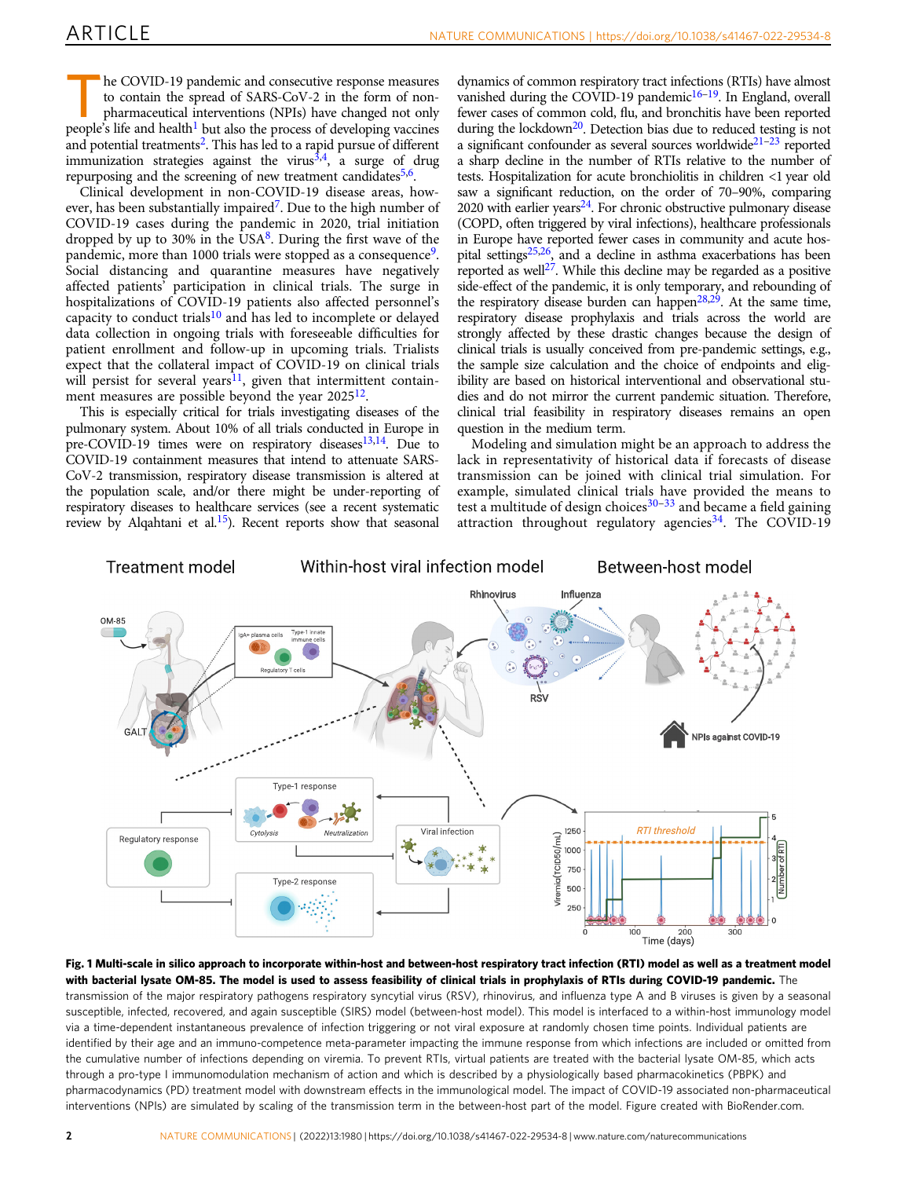The COVID-19 pandemic and consecutive response measures to contain the spread of SARS-CoV-2 in the form of non-pharmaceutical interventions (NPIs) have changed not only people's life and health[1] but also the process of developing vaccines and potential treatments[2]. This has led to a rapid pursue of different immunization strategies against the virus[3,4], a surge of drug repurposing and the screening of new treatment candidates[5,6].

Clinical development in non-COVID-19 disease areas, however, has been substantially impaired[7]. Due to the high number of COVID-19 cases during the pandemic in 2020, trial initiation dropped by up to 30% in the USA[8]. During the first wave of the pandemic, more than 1000 trials were stopped as a consequence[9]. Social distancing and quarantine measures have negatively affected patients' participation in clinical trials. The surge in hospitalizations of COVID-19 patients also affected personnel's capacity to conduct trials[10] and has led to incomplete or delayed data collection in ongoing trials with foreseeable difficulties for patient enrollment and follow-up in upcoming trials. Trialists expect that the collateral impact of COVID-19 on clinical trials will persist for several years[11], given that intermittent containment measures are possible beyond the year 2025[12].

This is especially critical for trials investigating diseases of the pulmonary system. About 10% of all trials conducted in Europe in pre-COVID-19 times were on respiratory diseases[13,14]. Due to COVID-19 containment measures that intend to attenuate SARS-CoV-2 transmission, respiratory disease transmission is altered at the population scale, and/or there might be under-reporting of respiratory diseases to healthcare services (see a recent systematic review by Alqahtani et al.[15]). Recent reports show that seasonal dynamics of common respiratory tract infections (RTIs) have almost vanished during the COVID-19 pandemic[16–19]. In England, overall fewer cases of common cold, flu, and bronchitis have been reported during the lockdown[20]. Detection bias due to reduced testing is not a significant confounder as several sources worldwide[21–23] reported a sharp decline in the number of RTIs relative to the number of tests. Hospitalization for acute bronchiolitis in children <1 year old saw a significant reduction, on the order of 70–90%, comparing 2020 with earlier years[24]. For chronic obstructive pulmonary disease (COPD, often triggered by viral infections), healthcare professionals in Europe have reported fewer cases in community and acute hospital settings[25,26], and a decline in asthma exacerbations has been reported as well[27]. While this decline may be regarded as a positive side-effect of the pandemic, it is only temporary, and rebounding of the respiratory disease burden can happen[28,29]. At the same time, respiratory disease prophylaxis and trials across the world are strongly affected by these drastic changes because the design of clinical trials is usually conceived from pre-pandemic settings, e.g., the sample size calculation and the choice of endpoints and eligibility are based on historical interventional and observational studies and do not mirror the current pandemic situation. Therefore, clinical trial feasibility in respiratory diseases remains an open question in the medium term.

Modeling and simulation might be an approach to address the lack in representativity of historical data if forecasts of disease transmission can be joined with clinical trial simulation. For example, simulated clinical trials have provided the means to test a multitude of design choices[30–33] and became a field gaining attraction throughout regulatory agencies[34]. The COVID-19

**Fig. 1 Multi-scale in silico approach to incorporate within-host and between-host respiratory tract infection (RTI) model as well as a treatment model with bacterial lysate OM-85. The model is used to assess feasibility of clinical trials in prophylaxis of RTIs during COVID-19 pandemic.** The transmission of the major respiratory pathogens respiratory syncytial virus (RSV), rhinovirus, and influenza type A and B viruses is given by a seasonal susceptible, infected, recovered, and again susceptible (SIRS) model (between-host model). This model is interfaced to a within-host immunology model via a time-dependent instantaneous prevalence of infection triggering or not viral exposure at randomly chosen time points. Individual patients are identified by their age and an immuno-competence meta-parameter impacting the immune response from which infections are included or omitted from the cumulative number of infections depending on viremia. To prevent RTIs, virtual patients are treated with the bacterial lysate OM-85, which acts through a pro-type I immunomodulation mechanism of action and which is described by a physiologically based pharmacokinetics (PBPK) and pharmacodynamics (PD) treatment model with downstream effects in the immunological model. The impact of COVID-19 associated non-pharmaceutical interventions (NPIs) are simulated by scaling of the transmission term in the between-host part of the model. Figure created with BioRender.com.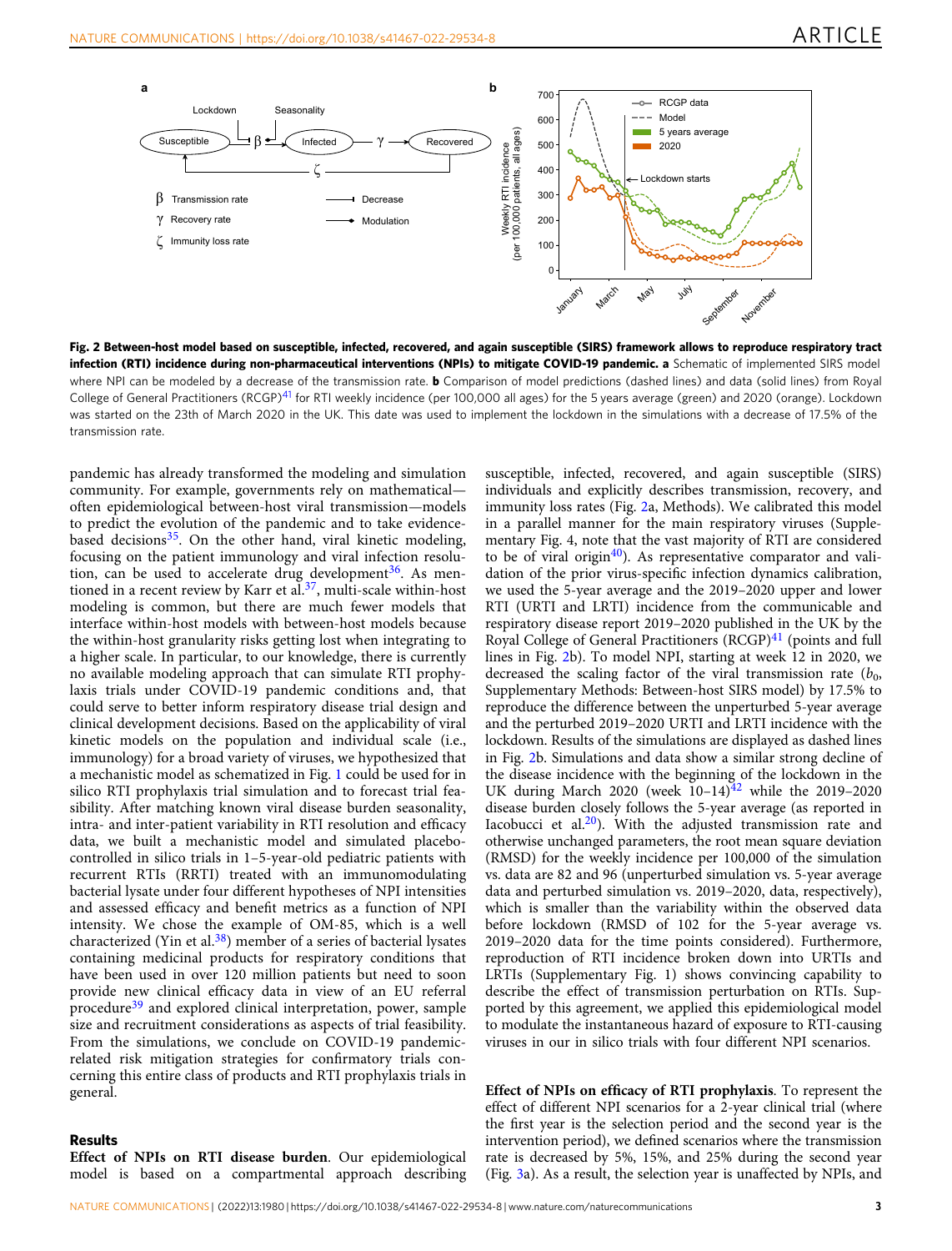**Fig. 2 Between-host model based on susceptible, infected, recovered, and again susceptible (SIRS) framework allows to reproduce respiratory tract infection (RTI) incidence during non-pharmaceutical interventions (NPIs) to mitigate COVID-19 pandemic. a** Schematic of implemented SIRS model where NPI can be modeled by a decrease of the transmission rate. **b** Comparison of model predictions (dashed lines) and data (solid lines) from Royal College of General Practitioners (RCGP)[41] for RTI weekly incidence (per 100,000 all ages) for the 5 years average (green) and 2020 (orange). Lockdown was started on the 23th of March 2020 in the UK. This date was used to implement the lockdown in the simulations with a decrease of 17.5% of the transmission rate.

pandemic has already transformed the modeling and simulation community. For example, governments rely on mathematical—often epidemiological between-host viral transmission—models to predict the evolution of the pandemic and to take evidence-based decisions[35]. On the other hand, viral kinetic modeling, focusing on the patient immunology and viral infection resolution, can be used to accelerate drug development[36]. As mentioned in a recent review by Karr et al.[37], multi-scale within-host modeling is common, but there are much fewer models that interface within-host models with between-host models because the within-host granularity risks getting lost when integrating to a higher scale. In particular, to our knowledge, there is currently no available modeling approach that can simulate RTI prophylaxis trials under COVID-19 pandemic conditions and, that could serve to better inform respiratory disease trial design and clinical development decisions. Based on the applicability of viral kinetic models on the population and individual scale (i.e., immunology) for a broad variety of viruses, we hypothesized that a mechanistic model as schematized in Fig. 1 could be used for in silico RTI prophylaxis trial simulation and to forecast trial feasibility. After matching known viral disease burden seasonality, intra- and inter-patient variability in RTI resolution and efficacy data, we built a mechanistic model and simulated placebo-controlled in silico trials in 1–5-year-old pediatric patients with recurrent RTIs (RRTI) treated with an immunomodulating bacterial lysate under four different hypotheses of NPI intensities and assessed efficacy and benefit metrics as a function of NPI intensity. We chose the example of OM-85, which is a well characterized (Yin et al.[38]) member of a series of bacterial lysates containing medicinal products for respiratory conditions that have been used in over 120 million patients but need to soon provide new clinical efficacy data in view of an EU referral procedure[39] and explored clinical interpretation, power, sample size and recruitment considerations as aspects of trial feasibility. From the simulations, we conclude on COVID-19 pandemic-related risk mitigation strategies for confirmatory trials concerning this entire class of products and RTI prophylaxis trials in general.

## Results

**Effect of NPIs on RTI disease burden**. Our epidemiological model is based on a compartmental approach describing susceptible, infected, recovered, and again susceptible (SIRS) individuals and explicitly describes transmission, recovery, and immunity loss rates (Fig. 2a, Methods). We calibrated this model in a parallel manner for the main respiratory viruses (Supplementary Fig. 4, note that the vast majority of RTI are considered to be of viral origin[40]). As representative comparator and validation of the prior virus-specific infection dynamics calibration, we used the 5-year average and the 2019–2020 upper and lower RTI (URTI and LRTI) incidence from the communicable and respiratory disease report 2019–2020 published in the UK by the Royal College of General Practitioners (RCGP)[41] (points and full lines in Fig. 2b). To model NPI, starting at week 12 in 2020, we decreased the scaling factor of the viral transmission rate ($b_0$, Supplementary Methods: Between-host SIRS model) by 17.5% to reproduce the difference between the unperturbed 5-year average and the perturbed 2019–2020 URTI and LRTI incidence with the lockdown. Results of the simulations are displayed as dashed lines in Fig. 2b. Simulations and data show a similar strong decline of the disease incidence with the beginning of the lockdown in the UK during March 2020 (week 10–14)[42] while the 2019–2020 disease burden closely follows the 5-year average (as reported in Iacobucci et al.[20]). With the adjusted transmission rate and otherwise unchanged parameters, the root mean square deviation (RMSD) for the weekly incidence per 100,000 of the simulation vs. data are 82 and 96 (unperturbed simulation vs. 5-year average data and perturbed simulation vs. 2019–2020, data, respectively), which is smaller than the variability within the observed data before lockdown (RMSD of 102 for the 5-year average vs. 2019–2020 data for the time points considered). Furthermore, reproduction of RTI incidence broken down into URTIs and LRTIs (Supplementary Fig. 1) shows convincing capability to describe the effect of transmission perturbation on RTIs. Supported by this agreement, we applied this epidemiological model to modulate the instantaneous hazard of exposure to RTI-causing viruses in our in silico trials with four different NPI scenarios.

**Effect of NPIs on efficacy of RTI prophylaxis**. To represent the effect of different NPI scenarios for a 2-year clinical trial (where the first year is the selection period and the second year is the intervention period), we defined scenarios where the transmission rate is decreased by 5%, 15%, and 25% during the second year (Fig. 3a). As a result, the selection year is unaffected by NPIs, and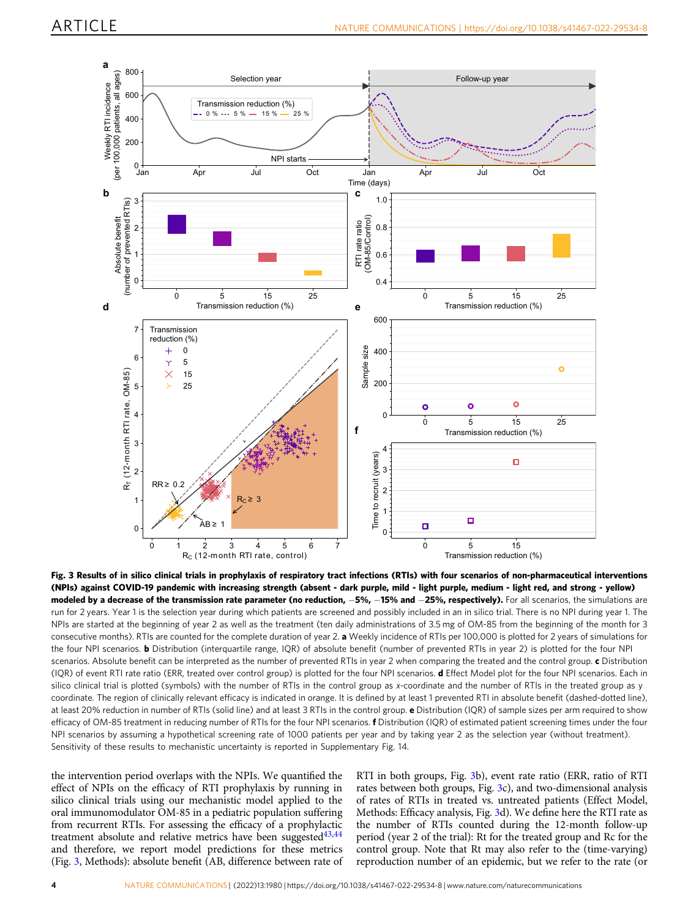**Fig. 3 Results of in silico clinical trials in prophylaxis of respiratory tract infections (RTIs) with four scenarios of non-pharmaceutical interventions (NPIs) against COVID-19 pandemic with increasing strength (absent - dark purple, mild - light purple, medium - light red, and strong - yellow) modeled by a decrease of the transmission rate parameter (no reduction, −5%, −15% and −25%, respectively).** For all scenarios, the simulations are run for 2 years. Year 1 is the selection year during which patients are screened and possibly included in an in silico trial. There is no NPI during year 1. The NPIs are started at the beginning of year 2 as well as the treatment (ten daily administrations of 3.5 mg of OM-85 from the beginning of the month for 3 consecutive months). RTIs are counted for the complete duration of year 2. **a** Weekly incidence of RTIs per 100,000 is plotted for 2 years of simulations for the four NPI scenarios. **b** Distribution (interquartile range, IQR) of absolute benefit (number of prevented RTIs in year 2) is plotted for the four NPI scenarios. Absolute benefit can be interpreted as the number of prevented RTIs in year 2 when comparing the treated and the control group. **c** Distribution (IQR) of event RTI rate ratio (ERR, treated over control group) is plotted for the four NPI scenarios. **d** Effect Model plot for the four NPI scenarios. Each in silico clinical trial is plotted (symbols) with the number of RTIs in the control group as x-coordinate and the number of RTIs in the treated group as y coordinate. The region of clinically relevant efficacy is indicated in orange. It is defined by at least 1 prevented RTI in absolute benefit (dashed-dotted line), at least 20% reduction in number of RTIs (solid line) and at least 3 RTIs in the control group. **e** Distribution (IQR) of sample sizes per arm required to show efficacy of OM-85 treatment in reducing number of RTIs for the four NPI scenarios. **f** Distribution (IQR) of estimated patient screening times under the four NPI scenarios by assuming a hypothetical screening rate of 1000 patients per year and by taking year 2 as the selection year (without treatment). Sensitivity of these results to mechanistic uncertainty is reported in Supplementary Fig. 14.

the intervention period overlaps with the NPIs. We quantified the effect of NPIs on the efficacy of RTI prophylaxis by running in silico clinical trials using our mechanistic model applied to the oral immunomodulator OM-85 in a pediatric population suffering from recurrent RTIs. For assessing the efficacy of a prophylactic treatment absolute and relative metrics have been suggested[43,44] and therefore, we report model predictions for these metrics (Fig. 3, Methods): absolute benefit (AB, difference between rate of RTI in both groups, Fig. 3b), event rate ratio (ERR, ratio of RTI rates between both groups, Fig. 3c), and two-dimensional analysis of rates of RTIs in treated vs. untreated patients (Effect Model, Methods: Efficacy analysis, Fig. 3d). We define here the RTI rate as the number of RTIs counted during the 12-month follow-up period (year 2 of the trial): Rt for the treated group and Rc for the control group. Note that Rt may also refer to the (time-varying) reproduction number of an epidemic, but we refer to the rate (or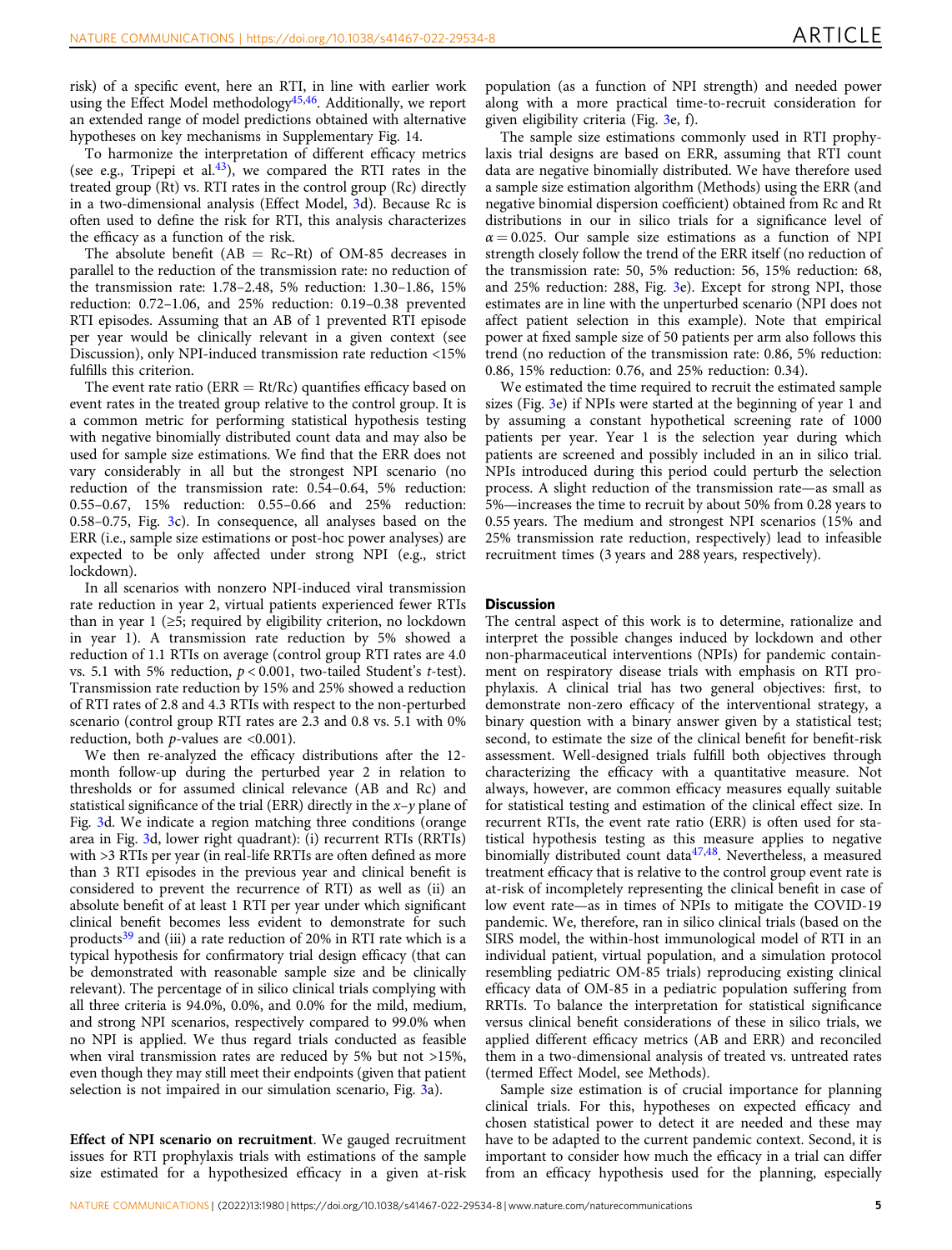risk) of a specific event, here an RTI, in line with earlier work using the Effect Model methodology[45,46]. Additionally, we report an extended range of model predictions obtained with alternative hypotheses on key mechanisms in Supplementary Fig. 14.

To harmonize the interpretation of different efficacy metrics (see e.g., Tripepi et al.[43]), we compared the RTI rates in the treated group (Rt) vs. RTI rates in the control group (Rc) directly in a two-dimensional analysis (Effect Model, 3d). Because Rc is often used to define the risk for RTI, this analysis characterizes the efficacy as a function of the risk.

The absolute benefit (AB = Rc–Rt) of OM-85 decreases in parallel to the reduction of the transmission rate: no reduction of the transmission rate: 1.78–2.48, 5% reduction: 1.30–1.86, 15% reduction: 0.72–1.06, and 25% reduction: 0.19–0.38 prevented RTI episodes. Assuming that an AB of 1 prevented RTI episode per year would be clinically relevant in a given context (see Discussion), only NPI-induced transmission rate reduction <15% fulfills this criterion.

The event rate ratio (ERR = Rt/Rc) quantifies efficacy based on event rates in the treated group relative to the control group. It is a common metric for performing statistical hypothesis testing with negative binomially distributed count data and may also be used for sample size estimations. We find that the ERR does not vary considerably in all but the strongest NPI scenario (no reduction of the transmission rate: 0.54–0.64, 5% reduction: 0.55–0.67, 15% reduction: 0.55–0.66 and 25% reduction: 0.58–0.75, Fig. 3c). In consequence, all analyses based on the ERR (i.e., sample size estimations or post-hoc power analyses) are expected to be only affected under strong NPI (e.g., strict lockdown).

In all scenarios with nonzero NPI-induced viral transmission rate reduction in year 2, virtual patients experienced fewer RTIs than in year 1 (≥5; required by eligibility criterion, no lockdown in year 1). A transmission rate reduction by 5% showed a reduction of 1.1 RTIs on average (control group RTI rates are 4.0 vs. 5.1 with 5% reduction, $p < 0.001$, two-tailed Student's *t*-test). Transmission rate reduction by 15% and 25% showed a reduction of RTI rates of 2.8 and 4.3 RTIs with respect to the non-perturbed scenario (control group RTI rates are 2.3 and 0.8 vs. 5.1 with 0% reduction, both *p*-values are <0.001).

We then re-analyzed the efficacy distributions after the 12-month follow-up during the perturbed year 2 in relation to thresholds or for assumed clinical relevance (AB and Rc) and statistical significance of the trial (ERR) directly in the *x*–*y* plane of Fig. 3d. We indicate a region matching three conditions (orange area in Fig. 3d, lower right quadrant): (i) recurrent RTIs (RRTIs) with >3 RTIs per year (in real-life RRTIs are often defined as more than 3 RTI episodes in the previous year and clinical benefit is considered to prevent the recurrence of RTI) as well as (ii) an absolute benefit of at least 1 RTI per year under which significant clinical benefit becomes less evident to demonstrate for such products[39] and (iii) a rate reduction of 20% in RTI rate which is a typical hypothesis for confirmatory trial design efficacy (that can be demonstrated with reasonable sample size and be clinically relevant). The percentage of in silico clinical trials complying with all three criteria is 94.0%, 0.0%, and 0.0% for the mild, medium, and strong NPI scenarios, respectively compared to 99.0% when no NPI is applied. We thus regard trials conducted as feasible when viral transmission rates are reduced by 5% but not >15%, even though they may still meet their endpoints (given that patient selection is not impaired in our simulation scenario, Fig. 3a).

**Effect of NPI scenario on recruitment**. We gauged recruitment issues for RTI prophylaxis trials with estimations of the sample size estimated for a hypothesized efficacy in a given at-risk population (as a function of NPI strength) and needed power along with a more practical time-to-recruit consideration for given eligibility criteria (Fig. 3e, f).

The sample size estimations commonly used in RTI prophylaxis trial designs are based on ERR, assuming that RTI count data are negative binomially distributed. We have therefore used a sample size estimation algorithm (Methods) using the ERR (and negative binomial dispersion coefficient) obtained from Rc and Rt distributions in our in silico trials for a significance level of $\alpha = 0.025$. Our sample size estimations as a function of NPI strength closely follow the trend of the ERR itself (no reduction of the transmission rate: 50, 5% reduction: 56, 15% reduction: 68, and 25% reduction: 288, Fig. 3e). Except for strong NPI, those estimates are in line with the unperturbed scenario (NPI does not affect patient selection in this example). Note that empirical power at fixed sample size of 50 patients per arm also follows this trend (no reduction of the transmission rate: 0.86, 5% reduction: 0.86, 15% reduction: 0.76, and 25% reduction: 0.34).

We estimated the time required to recruit the estimated sample sizes (Fig. 3e) if NPIs were started at the beginning of year 1 and by assuming a constant hypothetical screening rate of 1000 patients per year. Year 1 is the selection year during which patients are screened and possibly included in an in silico trial. NPIs introduced during this period could perturb the selection process. A slight reduction of the transmission rate—as small as 5%—increases the time to recruit by about 50% from 0.28 years to 0.55 years. The medium and strongest NPI scenarios (15% and 25% transmission rate reduction, respectively) lead to infeasible recruitment times (3 years and 288 years, respectively).

## Discussion

The central aspect of this work is to determine, rationalize and interpret the possible changes induced by lockdown and other non-pharmaceutical interventions (NPIs) for pandemic containment on respiratory disease trials with emphasis on RTI prophylaxis. A clinical trial has two general objectives: first, to demonstrate non-zero efficacy of the interventional strategy, a binary question with a binary answer given by a statistical test; second, to estimate the size of the clinical benefit for benefit-risk assessment. Well-designed trials fulfill both objectives through characterizing the efficacy with a quantitative measure. Not always, however, are common efficacy measures equally suitable for statistical testing and estimation of the clinical effect size. In recurrent RTIs, the event rate ratio (ERR) is often used for statistical hypothesis testing as this measure applies to negative binomially distributed count data[47,48]. Nevertheless, a measured treatment efficacy that is relative to the control group event rate is at-risk of incompletely representing the clinical benefit in case of low event rate—as in times of NPIs to mitigate the COVID-19 pandemic. We, therefore, ran in silico clinical trials (based on the SIRS model, the within-host immunological model of RTI in an individual patient, virtual population, and a simulation protocol resembling pediatric OM-85 trials) reproducing existing clinical efficacy data of OM-85 in a pediatric population suffering from RRTIs. To balance the interpretation for statistical significance versus clinical benefit considerations of these in silico trials, we applied different efficacy metrics (AB and ERR) and reconciled them in a two-dimensional analysis of treated vs. untreated rates (termed Effect Model, see Methods).

Sample size estimation is of crucial importance for planning clinical trials. For this, hypotheses on expected efficacy and chosen statistical power to detect it are needed and these may have to be adapted to the current pandemic context. Second, it is important to consider how much the efficacy in a trial can differ from an efficacy hypothesis used for the planning, especially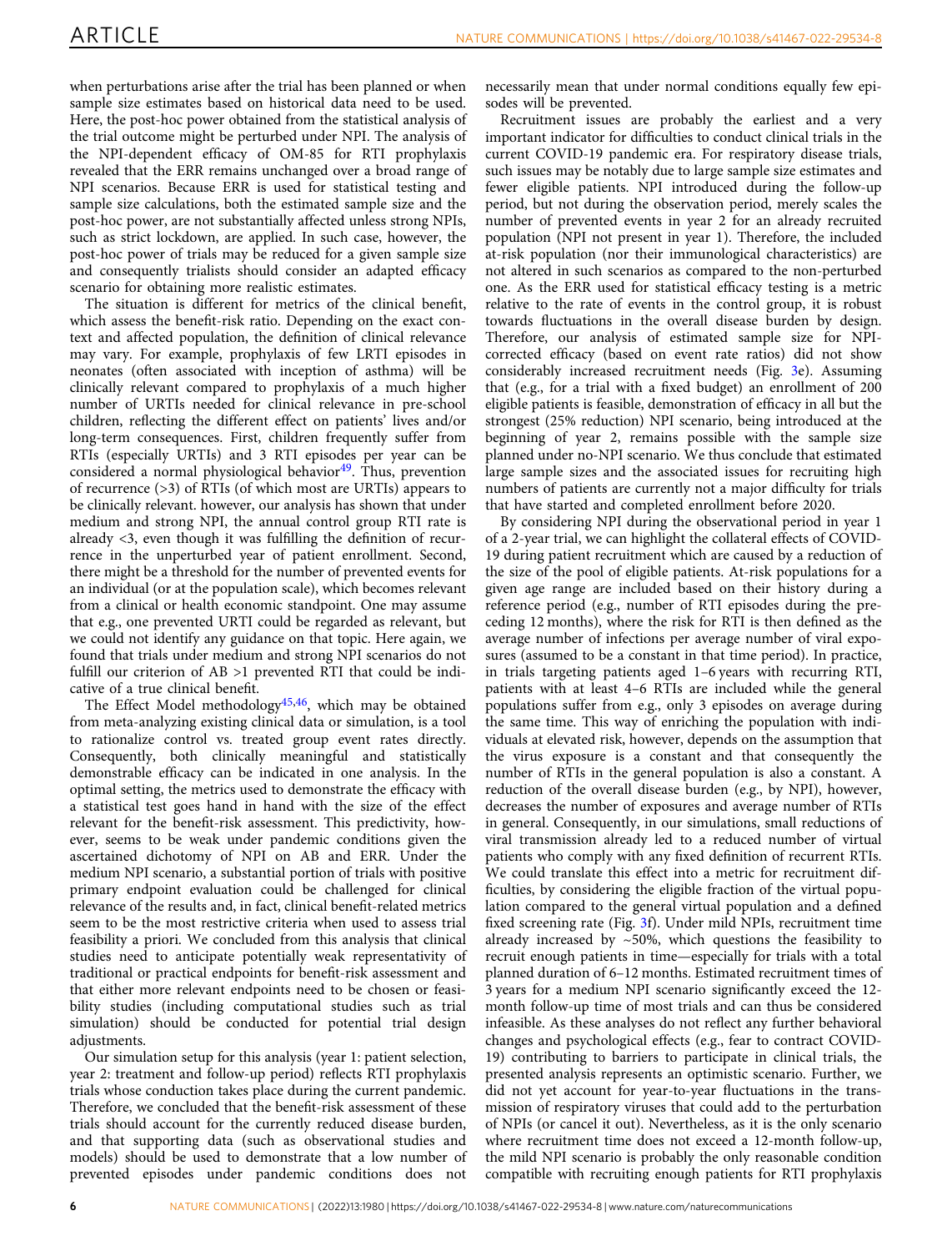when perturbations arise after the trial has been planned or when sample size estimates based on historical data need to be used. Here, the post-hoc power obtained from the statistical analysis of the trial outcome might be perturbed under NPI. The analysis of the NPI-dependent efficacy of OM-85 for RTI prophylaxis revealed that the ERR remains unchanged over a broad range of NPI scenarios. Because ERR is used for statistical testing and sample size calculations, both the estimated sample size and the post-hoc power, are not substantially affected unless strong NPIs, such as strict lockdown, are applied. In such case, however, the post-hoc power of trials may be reduced for a given sample size and consequently trialists should consider an adapted efficacy scenario for obtaining more realistic estimates.

The situation is different for metrics of the clinical benefit, which assess the benefit-risk ratio. Depending on the exact context and affected population, the definition of clinical relevance may vary. For example, prophylaxis of few LRTI episodes in neonates (often associated with inception of asthma) will be clinically relevant compared to prophylaxis of a much higher number of URTIs needed for clinical relevance in pre-school children, reflecting the different effect on patients' lives and/or long-term consequences. First, children frequently suffer from RTIs (especially URTIs) and 3 RTI episodes per year can be considered a normal physiological behavior[49]. Thus, prevention of recurrence (>3) of RTIs (of which most are URTIs) appears to be clinically relevant. however, our analysis has shown that under medium and strong NPI, the annual control group RTI rate is already <3, even though it was fulfilling the definition of recurrence in the unperturbed year of patient enrollment. Second, there might be a threshold for the number of prevented events for an individual (or at the population scale), which becomes relevant from a clinical or health economic standpoint. One may assume that e.g., one prevented URTI could be regarded as relevant, but we could not identify any guidance on that topic. Here again, we found that trials under medium and strong NPI scenarios do not fulfill our criterion of AB >1 prevented RTI that could be indicative of a true clinical benefit.

The Effect Model methodology[45,46], which may be obtained from meta-analyzing existing clinical data or simulation, is a tool to rationalize control vs. treated group event rates directly. Consequently, both clinically meaningful and statistically demonstrable efficacy can be indicated in one analysis. In the optimal setting, the metrics used to demonstrate the efficacy with a statistical test goes hand in hand with the size of the effect relevant for the benefit-risk assessment. This predictivity, however, seems to be weak under pandemic conditions given the ascertained dichotomy of NPI on AB and ERR. Under the medium NPI scenario, a substantial portion of trials with positive primary endpoint evaluation could be challenged for clinical relevance of the results and, in fact, clinical benefit-related metrics seem to be the most restrictive criteria when used to assess trial feasibility a priori. We concluded from this analysis that clinical studies need to anticipate potentially weak representativity of traditional or practical endpoints for benefit-risk assessment and that either more relevant endpoints need to be chosen or feasibility studies (including computational studies such as trial simulation) should be conducted for potential trial design adjustments.

Our simulation setup for this analysis (year 1: patient selection, year 2: treatment and follow-up period) reflects RTI prophylaxis trials whose conduction takes place during the current pandemic. Therefore, we concluded that the benefit-risk assessment of these trials should account for the currently reduced disease burden, and that supporting data (such as observational studies and models) should be used to demonstrate that a low number of prevented episodes under pandemic conditions does not necessarily mean that under normal conditions equally few episodes will be prevented.

Recruitment issues are probably the earliest and a very important indicator for difficulties to conduct clinical trials in the current COVID-19 pandemic era. For respiratory disease trials, such issues may be notably due to large sample size estimates and fewer eligible patients. NPI introduced during the follow-up period, but not during the observation period, merely scales the number of prevented events in year 2 for an already recruited population (NPI not present in year 1). Therefore, the included at-risk population (nor their immunological characteristics) are not altered in such scenarios as compared to the non-perturbed one. As the ERR used for statistical efficacy testing is a metric relative to the rate of events in the control group, it is robust towards fluctuations in the overall disease burden by design. Therefore, our analysis of estimated sample size for NPI-corrected efficacy (based on event rate ratios) did not show considerably increased recruitment needs (Fig. 3e). Assuming that (e.g., for a trial with a fixed budget) an enrollment of 200 eligible patients is feasible, demonstration of efficacy in all but the strongest (25% reduction) NPI scenario, being introduced at the beginning of year 2, remains possible with the sample size planned under no-NPI scenario. We thus conclude that estimated large sample sizes and the associated issues for recruiting high numbers of patients are currently not a major difficulty for trials that have started and completed enrollment before 2020.

By considering NPI during the observational period in year 1 of a 2-year trial, we can highlight the collateral effects of COVID-19 during patient recruitment which are caused by a reduction of the size of the pool of eligible patients. At-risk populations for a given age range are included based on their history during a reference period (e.g., number of RTI episodes during the preceding 12 months), where the risk for RTI is then defined as the average number of infections per average number of viral exposures (assumed to be a constant in that time period). In practice, in trials targeting patients aged 1–6 years with recurring RTI, patients with at least 4–6 RTIs are included while the general populations suffer from e.g., only 3 episodes on average during the same time. This way of enriching the population with individuals at elevated risk, however, depends on the assumption that the virus exposure is a constant and that consequently the number of RTIs in the general population is also a constant. A reduction of the overall disease burden (e.g., by NPI), however, decreases the number of exposures and average number of RTIs in general. Consequently, in our simulations, small reductions of viral transmission already led to a reduced number of virtual patients who comply with any fixed definition of recurrent RTIs. We could translate this effect into a metric for recruitment difficulties, by considering the eligible fraction of the virtual population compared to the general virtual population and a defined fixed screening rate (Fig. 3f). Under mild NPIs, recruitment time already increased by ~50%, which questions the feasibility to recruit enough patients in time—especially for trials with a total planned duration of 6–12 months. Estimated recruitment times of 3 years for a medium NPI scenario significantly exceed the 12-month follow-up time of most trials and can thus be considered infeasible. As these analyses do not reflect any further behavioral changes and psychological effects (e.g., fear to contract COVID-19) contributing to barriers to participate in clinical trials, the presented analysis represents an optimistic scenario. Further, we did not yet account for year-to-year fluctuations in the transmission of respiratory viruses that could add to the perturbation of NPIs (or cancel it out). Nevertheless, as it is the only scenario where recruitment time does not exceed a 12-month follow-up, the mild NPI scenario is probably the only reasonable condition compatible with recruiting enough patients for RTI prophylaxis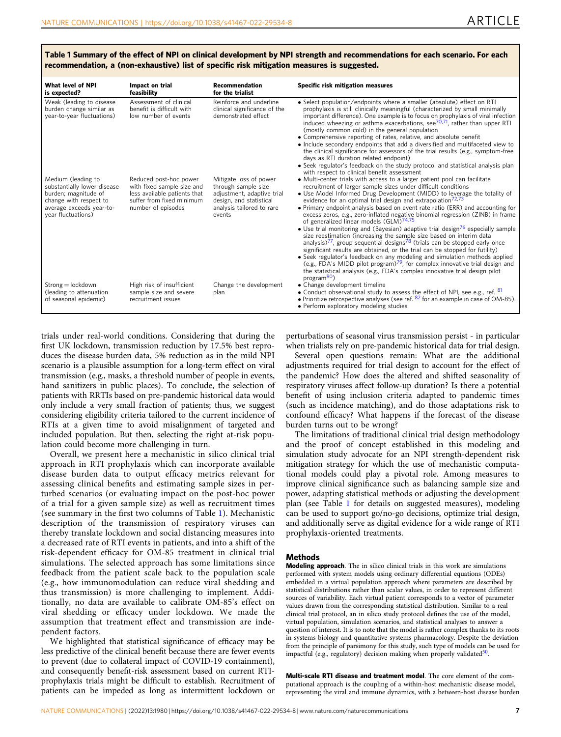**Table 1 Summary of the effect of NPI on clinical development by NPI strength and recommendations for each scenario. For each recommendation, a (non-exhaustive) list of specific risk mitigation measures is suggested.**

| What level of NPI is expected? | Impact on trial feasibility | Recommendation for the trialist | Specific risk mitigation measures |
|---|---|---|---|
| Weak (leading to disease burden change similar as year-to-year fluctuations) | Assessment of clinical benefit is difficult with low number of events | Reinforce and underline clinical significance of the demonstrated effect | • Select population/endpoints where a smaller (absolute) effect on RTI prophylaxis is still clinically meaningful (characterized by small minimally important difference). One example is to focus on prophylaxis of viral infection induced wheezing or asthma exacerbations, see[70,71], rather than upper RTI (mostly common cold) in the general population<br>• Comprehensive reporting of rates, relative, and absolute benefit<br>• Include secondary endpoints that add a diversified and multifaceted view to the clinical significance for assessors of the trial results (e.g., symptom-free days as RTI duration related endpoint)<br>• Seek regulator's feedback on the study protocol and statistical analysis plan with respect to clinical benefit assessment |
| Medium (leading to substantially lower disease burden; magnitude of change with respect to average exceeds year-to-year fluctuations) | Reduced post-hoc power with fixed sample size and less available patients that suffer from fixed minimum number of episodes | Mitigate loss of power through sample size adjustment, adaptive trial design, and statistical analysis tailored to rare events | • Multi-center trials with access to a larger patient pool can facilitate recruitment of larger sample sizes under difficult conditions<br>• Use Model Informed Drug Development (MIDD) to leverage the totality of evidence for an optimal trial design and extrapolation[72,73]<br>• Primary endpoint analysis based on event rate ratio (ERR) and accounting for excess zeros, e.g., zero-inflated negative binomial regression (ZINB) in frame of generalized linear models (GLM)[74,75]<br>• Use trial monitoring and (Bayesian) adaptive trial design[76] especially sample size reestimation (increasing the sample size based on interim data analysis)[77], group sequential designs[78] (trials can be stopped early once significant results are obtained, or the trial can be stopped for futility)<br>• Seek regulator's feedback on any modeling and simulation methods applied (e.g., FDA's MIDD pilot program)[79], for complex innovative trial design and the statistical analysis (e.g., FDA's complex innovative trial design pilot program[80]) |
| Strong = lockdown (leading to attenuation of seasonal epidemic) | High risk of insufficient sample size and severe recruitment issues | Change the development plan | • Change development timeline<br>• Conduct observational study to assess the effect of NPI, see e.g., ref. [81]<br>• Prioritize retrospective analyses (see ref. [82] for an example in case of OM-85).<br>• Perform exploratory modeling studies |

trials under real-world conditions. Considering that during the first UK lockdown, transmission reduction by 17.5% best reproduces the disease burden data, 5% reduction as in the mild NPI scenario is a plausible assumption for a long-term effect on viral transmission (e.g., masks, a threshold number of people in events, hand sanitizers in public places). To conclude, the selection of patients with RRTIs based on pre-pandemic historical data would only include a very small fraction of patients; thus, we suggest considering eligibility criteria tailored to the current incidence of RTIs at a given time to avoid misalignment of targeted and included population. But then, selecting the right at-risk population could become more challenging in turn.

Overall, we present here a mechanistic in silico clinical trial approach in RTI prophylaxis which can incorporate available disease burden data to output efficacy metrics relevant for assessing clinical benefits and estimating sample sizes in perturbed scenarios (or evaluating impact on the post-hoc power of a trial for a given sample size) as well as recruitment times (see summary in the first two columns of Table 1). Mechanistic description of the transmission of respiratory viruses can thereby translate lockdown and social distancing measures into a decreased rate of RTI events in patients, and into a shift of the risk-dependent efficacy for OM-85 treatment in clinical trial simulations. The selected approach has some limitations since feedback from the patient scale back to the population scale (e.g., how immunomodulation can reduce viral shedding and thus transmission) is more challenging to implement. Additionally, no data are available to calibrate OM-85's effect on viral shedding or efficacy under lockdown. We made the assumption that treatment effect and transmission are independent factors.

We highlighted that statistical significance of efficacy may be less predictive of the clinical benefit because there are fewer events to prevent (due to collateral impact of COVID-19 containment), and consequently benefit-risk assessment based on current RTI-prophylaxis trials might be difficult to establish. Recruitment of patients can be impeded as long as intermittent lockdown or perturbations of seasonal virus transmission persist - in particular when trialists rely on pre-pandemic historical data for trial design.

Several open questions remain: What are the additional adjustments required for trial design to account for the effect of the pandemic? How does the altered and shifted seasonality of respiratory viruses affect follow-up duration? Is there a potential benefit of using inclusion criteria adapted to pandemic times (such as incidence matching), and do those adaptations risk to confound efficacy? What happens if the forecast of the disease burden turns out to be wrong?

The limitations of traditional clinical trial design methodology and the proof of concept established in this modeling and simulation study advocate for an NPI strength-dependent risk mitigation strategy for which the use of mechanistic computational models could play a pivotal role. Among measures to improve clinical significance such as balancing sample size and power, adapting statistical methods or adjusting the development plan (see Table 1 for details on suggested measures), modeling can be used to support go/no-go decisions, optimize trial design, and additionally serve as digital evidence for a wide range of RTI prophylaxis-oriented treatments.

## Methods

**Modeling approach**. The in silico clinical trials in this work are simulations performed with system models using ordinary differential equations (ODEs) embedded in a virtual population approach where parameters are described by statistical distributions rather than scalar values, in order to represent different sources of variability. Each virtual patient corresponds to a vector of parameter values drawn from the corresponding statistical distribution. Similar to a real clinical trial protocol, an in silico study protocol defines the use of the model, virtual population, simulation scenarios, and statistical analyses to answer a question of interest. It is to note that the model is rather complex thanks to its roots in systems biology and quantitative systems pharmacology. Despite the deviation from the principle of parsimony for this study, such type of models can be used for impactful (e.g., regulatory) decision making when properly validated[50].

**Multi-scale RTI disease and treatment model**. The core element of the computational approach is the coupling of a within-host mechanistic disease model, representing the viral and immune dynamics, with a between-host disease burden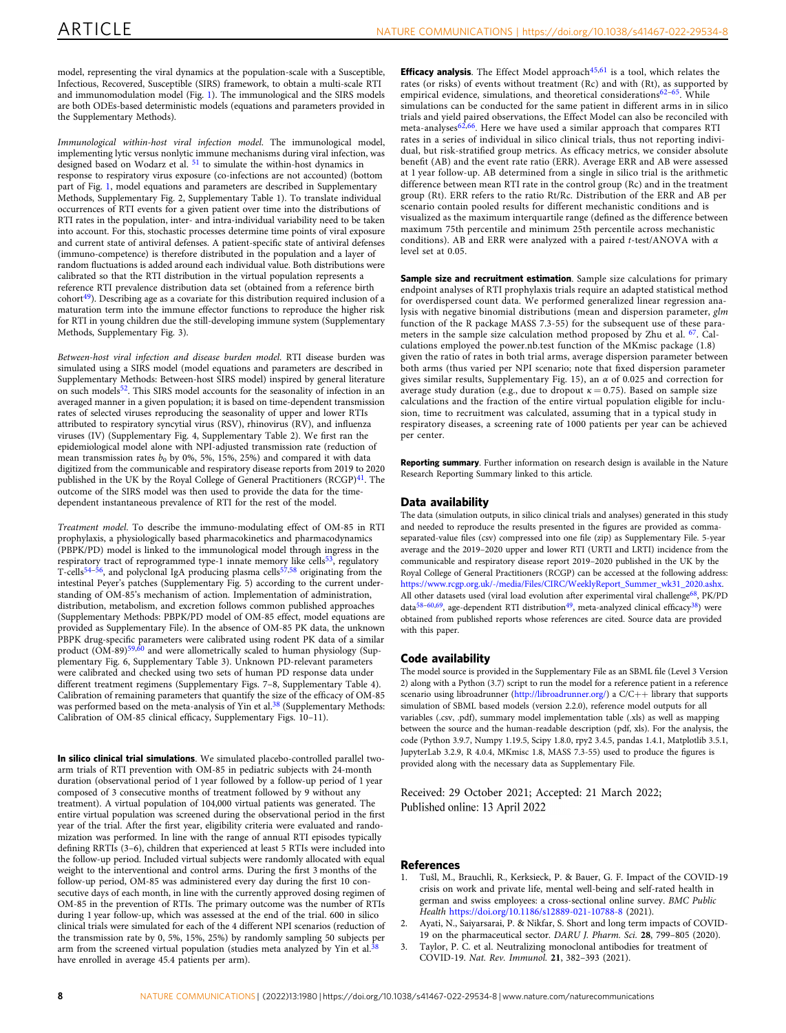model, representing the viral dynamics at the population-scale with a Susceptible, Infectious, Recovered, Susceptible (SIRS) framework, to obtain a multi-scale RTI and immunomodulation model (Fig. 1). The immunological and the SIRS models are both ODEs-based deterministic models (equations and parameters provided in the Supplementary Methods).

*Immunological within-host viral infection model*. The immunological model, implementing lytic versus nonlytic immune mechanisms during viral infection, was designed based on Wodarz et al. [51] to simulate the within-host dynamics in response to respiratory virus exposure (co-infections are not accounted) (bottom part of Fig. 1, model equations and parameters are described in Supplementary Methods, Supplementary Fig. 2, Supplementary Table 1). To translate individual occurrences of RTI events for a given patient over time into the distributions of RTI rates in the population, inter- and intra-individual variability need to be taken into account. For this, stochastic processes determine time points of viral exposure and current state of antiviral defenses. A patient-specific state of antiviral defenses (immuno-competence) is therefore distributed in the population and a layer of random fluctuations is added around each individual value. Both distributions were calibrated so that the RTI distribution in the virtual population represents a reference RTI prevalence distribution data set (obtained from a reference birth cohort[49]). Describing age as a covariate for this distribution required inclusion of a maturation term into the immune effector functions to reproduce the higher risk for RTI in young children due the still-developing immune system (Supplementary Methods, Supplementary Fig. 3).

*Between-host viral infection and disease burden model*. RTI disease burden was simulated using a SIRS model (model equations and parameters are described in Supplementary Methods: Between-host SIRS model) inspired by general literature on such models[52]. This SIRS model accounts for the seasonality of infection in an averaged manner in a given population; it is based on time-dependent transmission rates of selected viruses reproducing the seasonality of upper and lower RTIs attributed to respiratory syncytial virus (RSV), rhinovirus (RV), and influenza viruses (IV) (Supplementary Fig. 4, Supplementary Table 2). We first ran the epidemiological model alone with NPI-adjusted transmission rate (reduction of mean transmission rates $b_0$ by 0%, 5%, 15%, 25%) and compared it with data digitized from the communicable and respiratory disease reports from 2019 to 2020 published in the UK by the Royal College of General Practitioners (RCGP)[41]. The outcome of the SIRS model was then used to provide the data for the time-dependent instantaneous prevalence of RTI for the rest of the model.

*Treatment model*. To describe the immuno-modulating effect of OM-85 in RTI prophylaxis, a physiologically based pharmacokinetics and pharmacodynamics (PBPK/PD) model is linked to the immunological model through ingress in the respiratory tract of reprogrammed type-1 innate memory like cells[53], regulatory T-cells[54–56], and polyclonal IgA producing plasma cells[57,58] originating from the intestinal Peyer's patches (Supplementary Fig. 5) according to the current understanding of OM-85's mechanism of action. Implementation of administration, distribution, metabolism, and excretion follows common published approaches (Supplementary Methods: PBPK/PD model of OM-85 effect, model equations are provided as Supplementary File). In the absence of OM-85 PK data, the unknown PBPK drug-specific parameters were calibrated using rodent PK data of a similar product (OM-89)[59,60] and were allometrically scaled to human physiology (Supplementary Fig. 6, Supplementary Table 3). Unknown PD-relevant parameters were calibrated and checked using two sets of human PD response data under different treatment regimens (Supplementary Figs. 7–8, Supplementary Table 4). Calibration of remaining parameters that quantify the size of the efficacy of OM-85 was performed based on the meta-analysis of Yin et al.[38] (Supplementary Methods: Calibration of OM-85 clinical efficacy, Supplementary Figs. 10–11).

**In silico clinical trial simulations**. We simulated placebo-controlled parallel two-arm trials of RTI prevention with OM-85 in pediatric subjects with 24-month duration (observational period of 1 year followed by a follow-up period of 1 year composed of 3 consecutive months of treatment followed by 9 without any treatment). A virtual population of 104,000 virtual patients was generated. The entire virtual population was screened during the observational period in the first year of the trial. After the first year, eligibility criteria were evaluated and randomization was performed. In line with the range of annual RTI episodes typically defining RRTIs (3–6), children that experienced at least 5 RTIs were included into the follow-up period. Included virtual subjects were randomly allocated with equal weight to the interventional and control arms. During the first 3 months of the follow-up period, OM-85 was administered every day during the first 10 consecutive days of each month, in line with the currently approved dosing regimen of OM-85 in the prevention of RTIs. The primary outcome was the number of RTIs during 1 year follow-up, which was assessed at the end of the trial. 600 in silico clinical trials were simulated for each of the 4 different NPI scenarios (reduction of the transmission rate by 0, 5%, 15%, 25%) by randomly sampling 50 subjects per arm from the screened virtual population (studies meta analyzed by Yin et al.[38] have enrolled in average 45.4 patients per arm).

**Efficacy analysis**. The Effect Model approach[45,61] is a tool, which relates the rates (or risks) of events without treatment (Rc) and with (Rt), as supported by empirical evidence, simulations, and theoretical considerations[62–65]. While simulations can be conducted for the same patient in different arms in in silico trials and yield paired observations, the Effect Model can also be reconciled with meta-analyses[62,66]. Here we have used a similar approach that compares RTI rates in a series of individual in silico clinical trials, thus not reporting individual, but risk-stratified group metrics. As efficacy metrics, we consider absolute benefit (AB) and the event rate ratio (ERR). Average ERR and AB were assessed at 1 year follow-up. AB determined from a single in silico trial is the arithmetic difference between mean RTI rate in the control group (Rc) and in the treatment group (Rt). ERR refers to the ratio Rt/Rc. Distribution of the ERR and AB per scenario contain pooled results for different mechanistic conditions and is visualized as the maximum interquartile range (defined as the difference between maximum 75th percentile and minimum 25th percentile across mechanistic conditions). AB and ERR were analyzed with a paired *t*-test/ANOVA with $\alpha$ level set at 0.05.

**Sample size and recruitment estimation**. Sample size calculations for primary endpoint analyses of RTI prophylaxis trials require an adapted statistical method for overdispersed count data. We performed generalized linear regression analysis with negative binomial distributions (mean and dispersion parameter, *glm* function of the R package MASS 7.3-55) for the subsequent use of these parameters in the sample size calculation method proposed by Zhu et al. [67]. Calculations employed the power.nb.test function of the MKmisc package (1.8) given the ratio of rates in both trial arms, average dispersion parameter between both arms (thus varied per NPI scenario; note that fixed dispersion parameter gives similar results, Supplementary Fig. 15), an $\alpha$ of 0.025 and correction for average study duration (e.g., due to dropout $\kappa = 0.75$). Based on sample size calculations and the fraction of the entire virtual population eligible for inclusion, time to recruitment was calculated, assuming that in a typical study in respiratory diseases, a screening rate of 1000 patients per year can be achieved per center.

**Reporting summary**. Further information on research design is available in the Nature Research Reporting Summary linked to this article.

## Data availability

The data (simulation outputs, in silico clinical trials and analyses) generated in this study and needed to reproduce the results presented in the figures are provided as comma-separated-value files (csv) compressed into one file (zip) as Supplementary File. 5-year average and the 2019–2020 upper and lower RTI (URTI and LRTI) incidence from the communicable and respiratory disease report 2019–2020 published in the UK by the Royal College of General Practitioners (RCGP) can be accessed at the following address: https://www.rcgp.org.uk/-/media/Files/CIRC/WeeklyReport_Summer_wk31_2020.ashx. All other datasets used (viral load evolution after experimental viral challenge[68], PK/PD data[58–60,69], age-dependent RTI distribution[49], meta-analyzed clinical efficacy[38]) were obtained from published reports whose references are cited. Source data are provided with this paper.

## Code availability

The model source is provided in the Supplementary File as an SBML file (Level 3 Version 2) along with a Python (3.7) script to run the model for a reference patient in a reference scenario using libroadrunner (http://libroadrunner.org/) a C/C++ library that supports simulation of SBML based models (version 2.2.0), reference model outputs for all variables (.csv, .pdf), summary model implementation table (.xls) as well as mapping between the source and the human-readable description (pdf, xls). For the analysis, the code (Python 3.9.7, Numpy 1.19.5, Scipy 1.8.0, rpy2 3.4.5, pandas 1.4.1, Matplotlib 3.5.1, JupyterLab 3.2.9, R 4.0.4, MKmisc 1.8, MASS 7.3-55) used to produce the figures is provided along with the necessary data as Supplementary File.

Received: 29 October 2021; Accepted: 21 March 2022;
Published online: 13 April 2022

## References

1. Tušl, M., Brauchli, R., Kerksieck, P. & Bauer, G. F. Impact of the COVID-19 crisis on work and private life, mental well-being and self-rated health in german and swiss employees: a cross-sectional online survey. *BMC Public Health* https://doi.org/10.1186/s12889-021-10788-8 (2021).
2. Ayati, N., Saiyarsarai, P. & Nikfar, S. Short and long term impacts of COVID-19 on the pharmaceutical sector. *DARU J. Pharm. Sci.* **28**, 799–805 (2020).
3. Taylor, P. C. et al. Neutralizing monoclonal antibodies for treatment of COVID-19. *Nat. Rev. Immunol.* **21**, 382–393 (2021).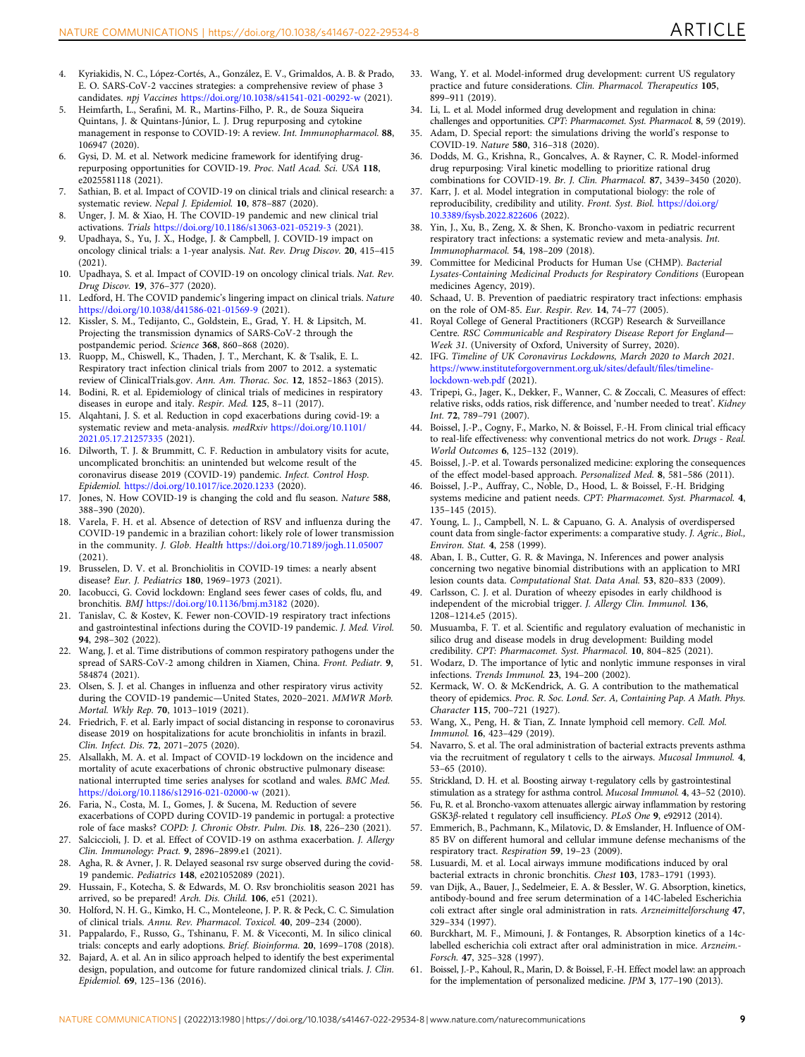4. Kyriakidis, N. C., López-Cortés, A., González, E. V., Grimaldos, A. B. & Prado, E. O. SARS-CoV-2 vaccines strategies: a comprehensive review of phase 3 candidates. *npj Vaccines* https://doi.org/10.1038/s41541-021-00292-w (2021).
5. Heimfarth, L., Serafini, M. R., Martins-Filho, P. R., de Souza Siqueira Quintans, J. & Quintans-Júnior, L. J. Drug repurposing and cytokine management in response to COVID-19: A review. *Int. Immunopharmacol.* **88**, 106947 (2020).
6. Gysi, D. M. et al. Network medicine framework for identifying drug-repurposing opportunities for COVID-19. *Proc. Natl Acad. Sci. USA* **118**, e2025581118 (2021).
7. Sathian, B. et al. Impact of COVID-19 on clinical trials and clinical research: a systematic review. *Nepal J. Epidemiol.* **10**, 878–887 (2020).
8. Unger, J. M. & Xiao, H. The COVID-19 pandemic and new clinical trial activations. *Trials* https://doi.org/10.1186/s13063-021-05219-3 (2021).
9. Upadhaya, S., Yu, J. X., Hodge, J. & Campbell, J. COVID-19 impact on oncology clinical trials: a 1-year analysis. *Nat. Rev. Drug Discov.* **20**, 415–415 (2021).
10. Upadhaya, S. et al. Impact of COVID-19 on oncology clinical trials. *Nat. Rev. Drug Discov.* **19**, 376–377 (2020).
11. Ledford, H. The COVID pandemic's lingering impact on clinical trials. *Nature* https://doi.org/10.1038/d41586-021-01569-9 (2021).
12. Kissler, S. M., Tedijanto, C., Goldstein, E., Grad, Y. H. & Lipsitch, M. Projecting the transmission dynamics of SARS-CoV-2 through the postpandemic period. *Science* **368**, 860–868 (2020).
13. Ruopp, M., Chiswell, K., Thaden, J. T., Merchant, K. & Tsalik, E. L. Respiratory tract infection clinical trials from 2007 to 2012. a systematic review of ClinicalTrials.gov. *Ann. Am. Thorac. Soc.* **12**, 1852–1863 (2015).
14. Bodini, R. et al. Epidemiology of clinical trials of medicines in respiratory diseases in europe and italy. *Respir. Med.* **125**, 8–11 (2017).
15. Alqahtani, J. S. et al. Reduction in copd exacerbations during covid-19: a systematic review and meta-analysis. *medRxiv* https://doi.org/10.1101/2021.05.17.21257335 (2021).
16. Dilworth, T. J. & Brummitt, C. F. Reduction in ambulatory visits for acute, uncomplicated bronchitis: an unintended but welcome result of the coronavirus disease 2019 (COVID-19) pandemic. *Infect. Control Hosp. Epidemiol.* https://doi.org/10.1017/ice.2020.1233 (2020).
17. Jones, N. How COVID-19 is changing the cold and flu season. *Nature* **588**, 388–390 (2020).
18. Varela, F. H. et al. Absence of detection of RSV and influenza during the COVID-19 pandemic in a brazilian cohort: likely role of lower transmission in the community. *J. Glob. Health* https://doi.org/10.7189/jogh.11.05007 (2021).
19. Brusselen, D. V. et al. Bronchiolitis in COVID-19 times: a nearly absent disease? *Eur. J. Pediatrics* **180**, 1969–1973 (2021).
20. Iacobucci, G. Covid lockdown: England sees fewer cases of colds, flu, and bronchitis. *BMJ* https://doi.org/10.1136/bmj.m3182 (2020).
21. Tanislav, C. & Kostev, K. Fewer non-COVID-19 respiratory tract infections and gastrointestinal infections during the COVID-19 pandemic. *J. Med. Virol.* **94**, 298–302 (2022).
22. Wang, J. et al. Time distributions of common respiratory pathogens under the spread of SARS-CoV-2 among children in Xiamen, China. *Front. Pediatr.* **9**, 584874 (2021).
23. Olsen, S. J. et al. Changes in influenza and other respiratory virus activity during the COVID-19 pandemic—United States, 2020–2021. *MMWR Morb. Mortal. Wkly Rep.* **70**, 1013–1019 (2021).
24. Friedrich, F. et al. Early impact of social distancing in response to coronavirus disease 2019 on hospitalizations for acute bronchiolitis in infants in brazil. *Clin. Infect. Dis.* **72**, 2071–2075 (2020).
25. Alsallakh, M. A. et al. Impact of COVID-19 lockdown on the incidence and mortality of acute exacerbations of chronic obstructive pulmonary disease: national interrupted time series analyses for scotland and wales. *BMC Med.* https://doi.org/10.1186/s12916-021-02000-w (2021).
26. Faria, N., Costa, M. I., Gomes, J. & Sucena, M. Reduction of severe exacerbations of COPD during COVID-19 pandemic in portugal: a protective role of face masks? *COPD: J. Chronic Obstr. Pulm. Dis.* **18**, 226–230 (2021).
27. Salciccioli, J. D. et al. Effect of COVID-19 on asthma exacerbation. *J. Allergy Clin. Immunology: Pract.* **9**, 2896–2899.e1 (2021).
28. Agha, R. & Avner, J. R. Delayed seasonal rsv surge observed during the covid-19 pandemic. *Pediatrics* **148**, e2021052089 (2021).
29. Hussain, F., Kotecha, S. & Edwards, M. O. Rsv bronchiolitis season 2021 has arrived, so be prepared! *Arch. Dis. Child.* **106**, e51 (2021).
30. Holford, N. H. G., Kimko, H. C., Monteleone, J. P. R. & Peck, C. C. Simulation of clinical trials. *Annu. Rev. Pharmacol. Toxicol.* **40**, 209–234 (2000).
31. Pappalardo, F., Russo, G., Tshinanu, F. M. & Viceconti, M. In silico clinical trials: concepts and early adoptions. *Brief. Bioinforma.* **20**, 1699–1708 (2018).
32. Bajard, A. et al. An in silico approach helped to identify the best experimental design, population, and outcome for future randomized clinical trials. *J. Clin. Epidemiol.* **69**, 125–136 (2016).
33. Wang, Y. et al. Model-informed drug development: current US regulatory practice and future considerations. *Clin. Pharmacol. Therapeutics* **105**, 899–911 (2019).
34. Li, L. et al. Model informed drug development and regulation in china: challenges and opportunities. *CPT: Pharmacomet. Syst. Pharmacol.* **8**, 59 (2019).
35. Adam, D. Special report: the simulations driving the world's response to COVID-19. *Nature* **580**, 316–318 (2020).
36. Dodds, M. G., Krishna, R., Goncalves, A. & Rayner, C. R. Model-informed drug repurposing: Viral kinetic modelling to prioritize rational drug combinations for COVID-19. *Br. J. Clin. Pharmacol.* **87**, 3439–3450 (2020).
37. Karr, J. et al. Model integration in computational biology: the role of reproducibility, credibility and utility. *Front. Syst. Biol.* https://doi.org/10.3389/fsysb.2022.822606 (2022).
38. Yin, J., Xu, B., Zeng, X. & Shen, K. Broncho-vaxom in pediatric recurrent respiratory tract infections: a systematic review and meta-analysis. *Int. Immunopharmacol.* **54**, 198–209 (2018).
39. Committee for Medicinal Products for Human Use (CHMP). *Bacterial Lysates-Containing Medicinal Products for Respiratory Conditions* (European medicines Agency, 2019).
40. Schaad, U. B. Prevention of paediatric respiratory tract infections: emphasis on the role of OM-85. *Eur. Respir. Rev.* **14**, 74–77 (2005).
41. Royal College of General Practitioners (RCGP) Research & Surveillance Centre. *RSC Communicable and Respiratory Disease Report for England—Week 31.* (University of Oxford, University of Surrey, 2020).
42. IFG. *Timeline of UK Coronavirus Lockdowns, March 2020 to March 2021.* https://www.instituteforgovernment.org.uk/sites/default/files/timeline-lockdown-web.pdf (2021).
43. Tripepi, G., Jager, K., Dekker, F., Wanner, C. & Zoccali, C. Measures of effect: relative risks, odds ratios, risk difference, and 'number needed to treat'. *Kidney Int.* **72**, 789–791 (2007).
44. Boissel, J.-P., Cogny, F., Marko, N. & Boissel, F.-H. From clinical trial efficacy to real-life effectiveness: why conventional metrics do not work. *Drugs - Real World Outcomes* **6**, 125–132 (2019).
45. Boissel, J.-P. et al. Towards personalized medicine: exploring the consequences of the effect model-based approach. *Personalized Med.* **8**, 581–586 (2011).
46. Boissel, J.-P., Auffray, C., Noble, D., Hood, L. & Boissel, F.-H. Bridging systems medicine and patient needs. *CPT: Pharmacomet. Syst. Pharmacol.* **4**, 135–145 (2015).
47. Young, L. J., Campbell, N. L. & Capuano, G. A. Analysis of overdispersed count data from single-factor experiments: a comparative study. *J. Agric., Biol., Environ. Stat.* **4**, 258 (1999).
48. Aban, I. B., Cutter, G. R. & Mavinga, N. Inferences and power analysis concerning two negative binomial distributions with an application to MRI lesion counts data. *Computational Stat. Data Anal.* **53**, 820–833 (2009).
49. Carlsson, C. J. et al. Duration of wheezy episodes in early childhood is independent of the microbial trigger. *J. Allergy Clin. Immunol.* **136**, 1208–1214.e5 (2015).
50. Musuamba, F. T. et al. Scientific and regulatory evaluation of mechanistic in silico drug and disease models in drug development: Building model credibility. *CPT: Pharmacomet. Syst. Pharmacol.* **10**, 804–825 (2021).
51. Wodarz, D. The importance of lytic and nonlytic immune responses in viral infections. *Trends Immunol.* **23**, 194–200 (2002).
52. Kermack, W. O. & McKendrick, A. G. A contribution to the mathematical theory of epidemics. *Proc. R. Soc. Lond. Ser. A, Containing Pap. A Math. Phys. Character* **115**, 700–721 (1927).
53. Wang, X., Peng, H. & Tian, Z. Innate lymphoid cell memory. *Cell. Mol. Immunol.* **16**, 423–429 (2019).
54. Navarro, S. et al. The oral administration of bacterial extracts prevents asthma via the recruitment of regulatory t cells to the airways. *Mucosal Immunol.* **4**, 53–65 (2010).
55. Strickland, D. H. et al. Boosting airway t-regulatory cells by gastrointestinal stimulation as a strategy for asthma control. *Mucosal Immunol.* **4**, 43–52 (2010).
56. Fu, R. et al. Broncho-vaxom attenuates allergic airway inflammation by restoring GSK3β-related t regulatory cell insufficiency. *PLoS One* **9**, e92912 (2014).
57. Emmerich, B., Pachmann, K., Milatovic, D. & Emslander, H. Influence of OM-85 BV on different humoral and cellular immune defense mechanisms of the respiratory tract. *Respiration* **59**, 19–23 (2009).
58. Lusuardi, M. et al. Local airways immune modifications induced by oral bacterial extracts in chronic bronchitis. *Chest* **103**, 1783–1791 (1993).
59. van Dijk, A., Bauer, J., Sedelmeier, E. A. & Bessler, W. G. Absorption, kinetics, antibody-bound and free serum determination of a 14C-labeled Escherichia coli extract after single oral administration in rats. *Arzneimittelforschung* **47**, 329–334 (1997).
60. Burckhart, M. F., Mimouni, J. & Fontanges, R. Absorption kinetics of a 14c-labelled escherichia coli extract after oral administration in mice. *Arzneim.-Forsch.* **47**, 325–328 (1997).
61. Boissel, J.-P., Kahoul, R., Marin, D. & Boissel, F.-H. Effect model law: an approach for the implementation of personalized medicine. *JPM* **3**, 177–190 (2013).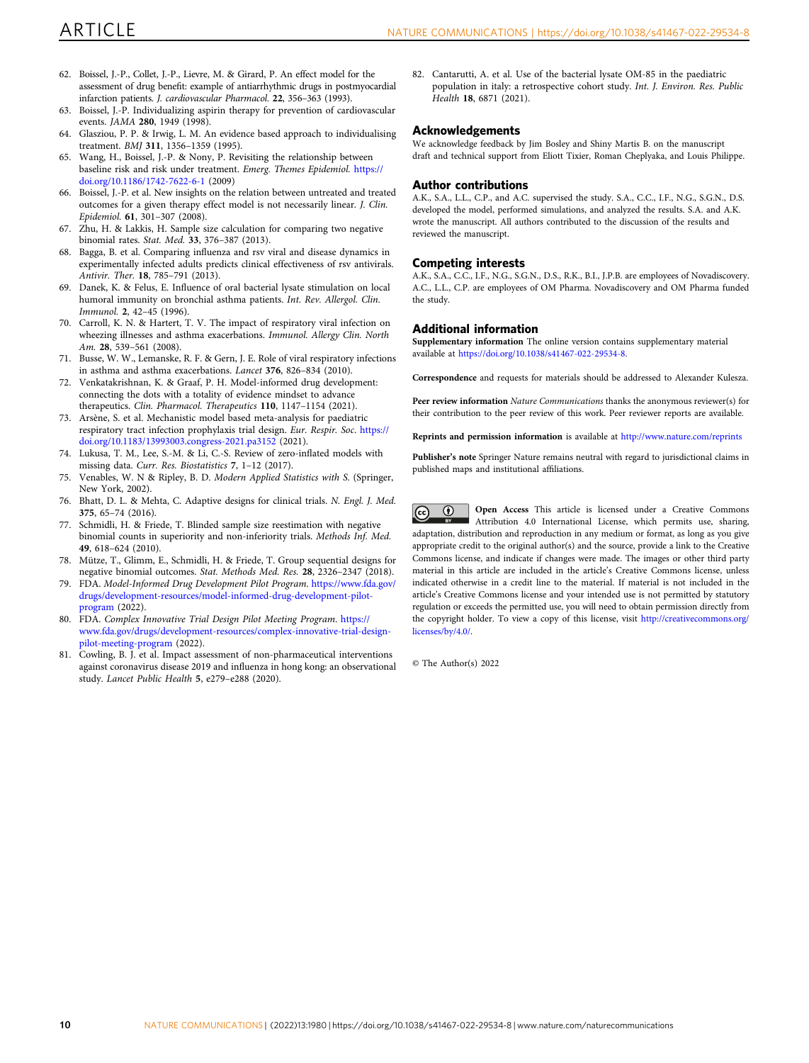62. Boissel, J.-P., Collet, J.-P., Lievre, M. & Girard, P. An effect model for the assessment of drug benefit: example of antiarrhythmic drugs in postmyocardial infarction patients. *J. cardiovascular Pharmacol.* **22**, 356–363 (1993).
63. Boissel, J.-P. Individualizing aspirin therapy for prevention of cardiovascular events. *JAMA* **280**, 1949 (1998).
64. Glasziou, P. P. & Irwig, L. M. An evidence based approach to individualising treatment. *BMJ* **311**, 1356–1359 (1995).
65. Wang, H., Boissel, J.-P. & Nony, P. Revisiting the relationship between baseline risk and risk under treatment. *Emerg. Themes Epidemiol.* https://doi.org/10.1186/1742-7622-6-1 (2009)
66. Boissel, J.-P. et al. New insights on the relation between untreated and treated outcomes for a given therapy effect model is not necessarily linear. *J. Clin. Epidemiol.* **61**, 301–307 (2008).
67. Zhu, H. & Lakkis, H. Sample size calculation for comparing two negative binomial rates. *Stat. Med.* **33**, 376–387 (2013).
68. Bagga, B. et al. Comparing influenza and rsv viral and disease dynamics in experimentally infected adults predicts clinical effectiveness of rsv antivirals. *Antivir. Ther.* **18**, 785–791 (2013).
69. Danek, K. & Felus, E. Influence of oral bacterial lysate stimulation on local humoral immunity on bronchial asthma patients. *Int. Rev. Allergol. Clin. Immunol.* **2**, 42–45 (1996).
70. Carroll, K. N. & Hartert, T. V. The impact of respiratory viral infection on wheezing illnesses and asthma exacerbations. *Immunol. Allergy Clin. North Am.* **28**, 539–561 (2008).
71. Busse, W. W., Lemanske, R. F. & Gern, J. E. Role of viral respiratory infections in asthma and asthma exacerbations. *Lancet* **376**, 826–834 (2010).
72. Venkatakrishnan, K. & Graaf, P. H. Model-informed drug development: connecting the dots with a totality of evidence mindset to advance therapeutics. *Clin. Pharmacol. Therapeutics* **110**, 1147–1154 (2021).
73. Arsène, S. et al. Mechanistic model based meta-analysis for paediatric respiratory tract infection prophylaxis trial design. *Eur. Respir. Soc.* https://doi.org/10.1183/13993003.congress-2021.pa3152 (2021).
74. Lukusa, T. M., Lee, S.-M. & Li, C.-S. Review of zero-inflated models with missing data. *Curr. Res. Biostatistics* **7**, 1–12 (2017).
75. Venables, W. N & Ripley, B. D. *Modern Applied Statistics with S.* (Springer, New York, 2002).
76. Bhatt, D. L. & Mehta, C. Adaptive designs for clinical trials. *N. Engl. J. Med.* **375**, 65–74 (2016).
77. Schmidli, H. & Friede, T. Blinded sample size reestimation with negative binomial counts in superiority and non-inferiority trials. *Methods Inf. Med.* **49**, 618–624 (2010).
78. Mütze, T., Glimm, E., Schmidli, H. & Friede, T. Group sequential designs for negative binomial outcomes. *Stat. Methods Med. Res.* **28**, 2326–2347 (2018).
79. FDA. *Model-Informed Drug Development Pilot Program.* https://www.fda.gov/drugs/development-resources/model-informed-drug-development-pilot-program (2022).
80. FDA. *Complex Innovative Trial Design Pilot Meeting Program.* https://www.fda.gov/drugs/development-resources/complex-innovative-trial-design-pilot-meeting-program (2022).
81. Cowling, B. J. et al. Impact assessment of non-pharmaceutical interventions against coronavirus disease 2019 and influenza in hong kong: an observational study. *Lancet Public Health* **5**, e279–e288 (2020).
82. Cantarutti, A. et al. Use of the bacterial lysate OM-85 in the paediatric population in italy: a retrospective cohort study. *Int. J. Environ. Res. Public Health* **18**, 6871 (2021).

## Acknowledgements

We acknowledge feedback by Jim Bosley and Shiny Martis B. on the manuscript draft and technical support from Eliott Tixier, Roman Cheplyaka, and Louis Philippe.

## Author contributions

A.K., S.A., L.L., C.P., and A.C. supervised the study. S.A., C.C., I.F., N.G., S.G.N., D.S. developed the model, performed simulations, and analyzed the results. S.A. and A.K. wrote the manuscript. All authors contributed to the discussion of the results and reviewed the manuscript.

## Competing interests

A.K., S.A., C.C., I.F., N.G., S.G.N., D.S., R.K., B.I., J.P.B. are employees of Novadiscovery. A.C., L.L., C.P. are employees of OM Pharma. Novadiscovery and OM Pharma funded the study.

## Additional information

**Supplementary information** The online version contains supplementary material available at https://doi.org/10.1038/s41467-022-29534-8.

**Correspondence** and requests for materials should be addressed to Alexander Kulesza.

**Peer review information** *Nature Communications* thanks the anonymous reviewer(s) for their contribution to the peer review of this work. Peer reviewer reports are available.

**Reprints and permission information** is available at http://www.nature.com/reprints

**Publisher's note** Springer Nature remains neutral with regard to jurisdictional claims in published maps and institutional affiliations.

**Open Access** This article is licensed under a Creative Commons Attribution 4.0 International License, which permits use, sharing, adaptation, distribution and reproduction in any medium or format, as long as you give appropriate credit to the original author(s) and the source, provide a link to the Creative Commons license, and indicate if changes were made. The images or other third party material in this article are included in the article's Creative Commons license, unless indicated otherwise in a credit line to the material. If material is not included in the article's Creative Commons license and your intended use is not permitted by statutory regulation or exceeds the permitted use, you will need to obtain permission directly from the copyright holder. To view a copy of this license, visit http://creativecommons.org/licenses/by/4.0/.

© The Author(s) 2022